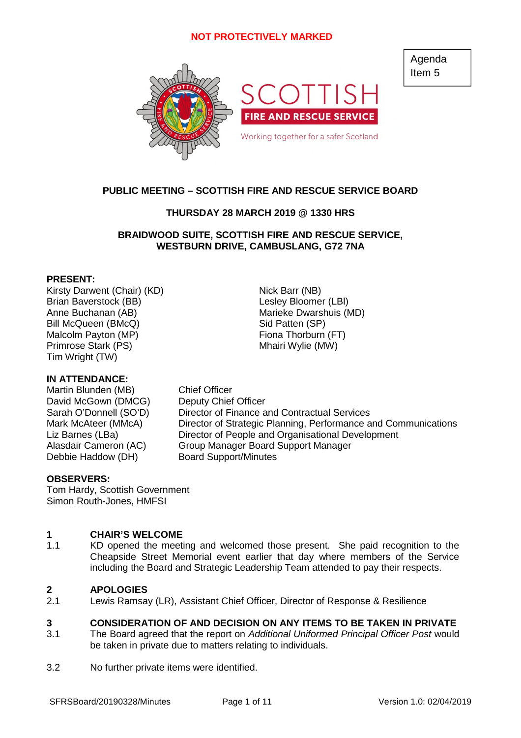NOT PROTECTIVELY MARKED

Agenda Item 5

SCOTTISH FIRE AND RESCUE SERVICE

Working together for a safer Scotland

**PUBLIC MEETING – SCOTTISH FIRE AND RESCUE SERVICE BOARD**

**THURSDAY 28 MARCH 2019 @ 1330 HRS**

**BRAIDWOOD SUITE, SCOTTISH FIRE AND RESCUE SERVICE, WESTBURN DRIVE, CAMBUSLANG, G72 7NA**

**PRESENT:**

Kirsty Darwent (Chair) (KD)
Brian Baverstock (BB)
Anne Buchanan (AB)
Bill McQueen (BMcQ)
Malcolm Payton (MP)
Primrose Stark (PS)
Tim Wright (TW)
Nick Barr (NB)
Lesley Bloomer (LBl)
Marieke Dwarshuis (MD)
Sid Patten (SP)
Fiona Thorburn (FT)
Mhairi Wylie (MW)

**IN ATTENDANCE:**

| | |
|---|---|
| Martin Blunden (MB) | Chief Officer |
| David McGown (DMCG) | Deputy Chief Officer |
| Sarah O'Donnell (SO'D) | Director of Finance and Contractual Services |
| Mark McAteer (MMcA) | Director of Strategic Planning, Performance and Communications |
| Liz Barnes (LBa) | Director of People and Organisational Development |
| Alasdair Cameron (AC) | Group Manager Board Support Manager |
| Debbie Haddow (DH) | Board Support/Minutes |

**OBSERVERS:**

Tom Hardy, Scottish Government
Simon Routh-Jones, HMFSI

## 1 CHAIR'S WELCOME

1.1 KD opened the meeting and welcomed those present. She paid recognition to the Cheapside Street Memorial event earlier that day where members of the Service including the Board and Strategic Leadership Team attended to pay their respects.

## 2 APOLOGIES

2.1 Lewis Ramsay (LR), Assistant Chief Officer, Director of Response & Resilience

## 3 CONSIDERATION OF AND DECISION ON ANY ITEMS TO BE TAKEN IN PRIVATE

3.1 The Board agreed that the report on *Additional Uniformed Principal Officer Post* would be taken in private due to matters relating to individuals.

3.2 No further private items were identified.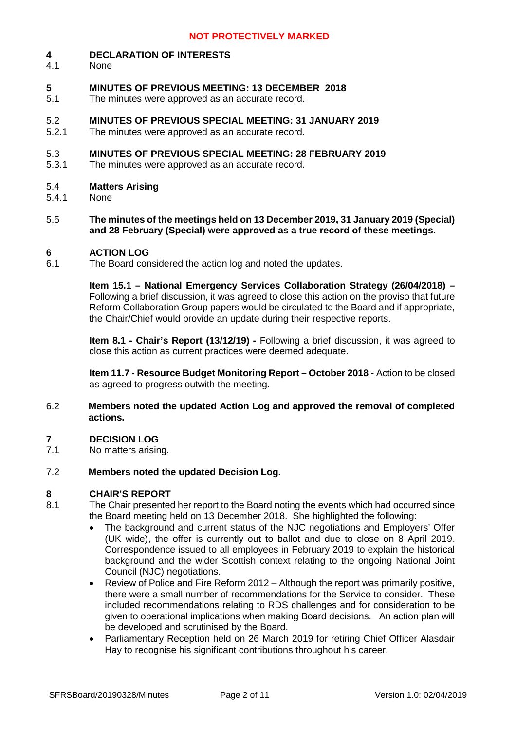**NOT PROTECTIVELY MARKED**

## 4 DECLARATION OF INTERESTS

4.1 None

## 5 MINUTES OF PREVIOUS MEETING: 13 DECEMBER 2018

5.1 The minutes were approved as an accurate record.

### 5.2 MINUTES OF PREVIOUS SPECIAL MEETING: 31 JANUARY 2019

5.2.1 The minutes were approved as an accurate record.

### 5.3 MINUTES OF PREVIOUS SPECIAL MEETING: 28 FEBRUARY 2019

5.3.1 The minutes were approved as an accurate record.

### 5.4 Matters Arising

5.4.1 None

5.5 **The minutes of the meetings held on 13 December 2019, 31 January 2019 (Special) and 28 February (Special) were approved as a true record of these meetings.**

## 6 ACTION LOG

6.1 The Board considered the action log and noted the updates.

**Item 15.1 – National Emergency Services Collaboration Strategy (26/04/2018) –** Following a brief discussion, it was agreed to close this action on the proviso that future Reform Collaboration Group papers would be circulated to the Board and if appropriate, the Chair/Chief would provide an update during their respective reports.

**Item 8.1 - Chair's Report (13/12/19) -** Following a brief discussion, it was agreed to close this action as current practices were deemed adequate.

**Item 11.7 - Resource Budget Monitoring Report – October 2018** - Action to be closed as agreed to progress outwith the meeting.

6.2 **Members noted the updated Action Log and approved the removal of completed actions.**

## 7 DECISION LOG

7.1 No matters arising.

7.2 **Members noted the updated Decision Log.**

## 8 CHAIR'S REPORT

8.1 The Chair presented her report to the Board noting the events which had occurred since the Board meeting held on 13 December 2018. She highlighted the following:

- The background and current status of the NJC negotiations and Employers' Offer (UK wide), the offer is currently out to ballot and due to close on 8 April 2019. Correspondence issued to all employees in February 2019 to explain the historical background and the wider Scottish context relating to the ongoing National Joint Council (NJC) negotiations.
- Review of Police and Fire Reform 2012 – Although the report was primarily positive, there were a small number of recommendations for the Service to consider. These included recommendations relating to RDS challenges and for consideration to be given to operational implications when making Board decisions. An action plan will be developed and scrutinised by the Board.
- Parliamentary Reception held on 26 March 2019 for retiring Chief Officer Alasdair Hay to recognise his significant contributions throughout his career.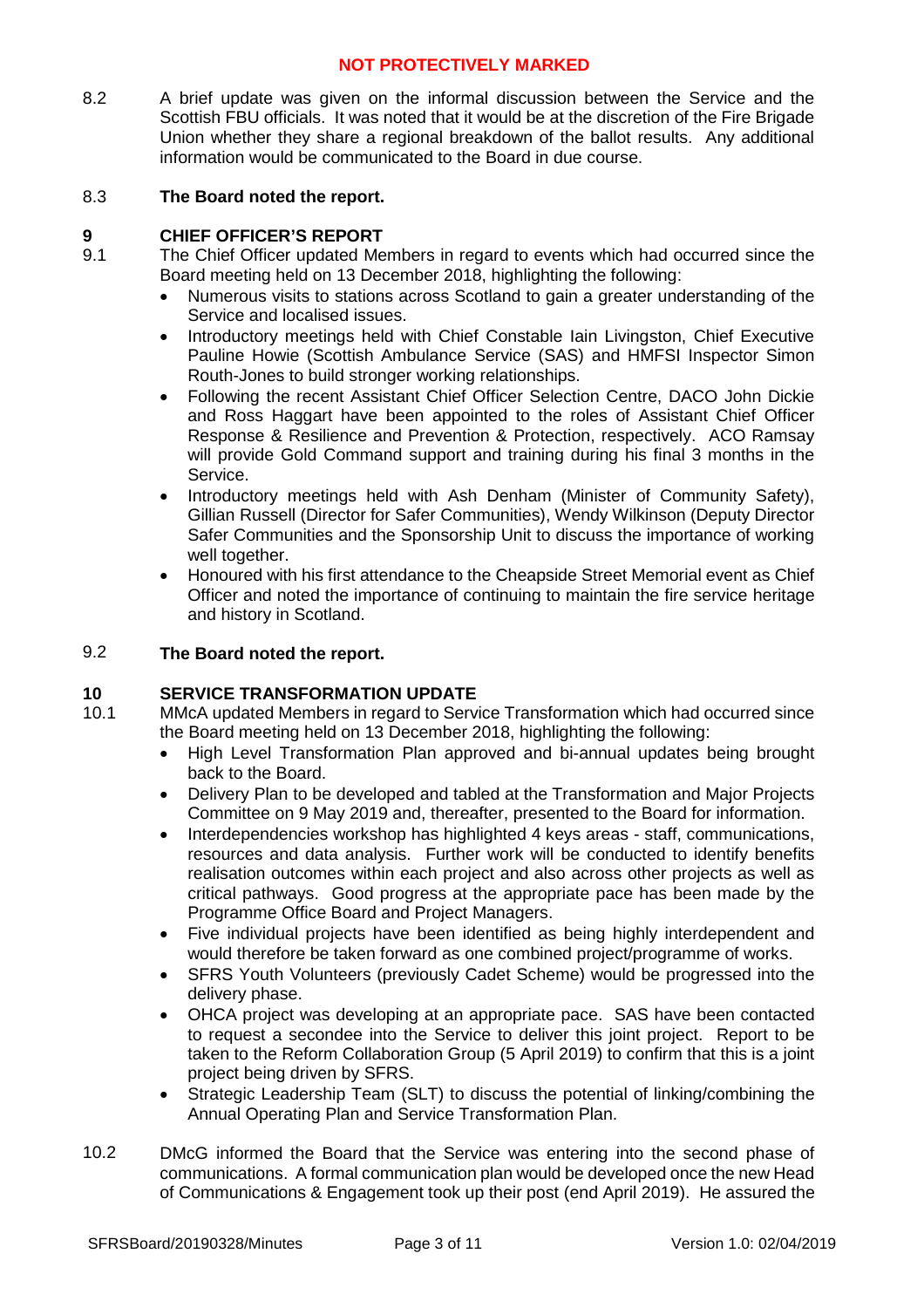8.2 A brief update was given on the informal discussion between the Service and the Scottish FBU officials. It was noted that it would be at the discretion of the Fire Brigade Union whether they share a regional breakdown of the ballot results. Any additional information would be communicated to the Board in due course.

8.3 **The Board noted the report.**

## 9 CHIEF OFFICER'S REPORT

9.1 The Chief Officer updated Members in regard to events which had occurred since the Board meeting held on 13 December 2018, highlighting the following:

- Numerous visits to stations across Scotland to gain a greater understanding of the Service and localised issues.
- Introductory meetings held with Chief Constable Iain Livingston, Chief Executive Pauline Howie (Scottish Ambulance Service (SAS) and HMFSI Inspector Simon Routh-Jones to build stronger working relationships.
- Following the recent Assistant Chief Officer Selection Centre, DACO John Dickie and Ross Haggart have been appointed to the roles of Assistant Chief Officer Response & Resilience and Prevention & Protection, respectively. ACO Ramsay will provide Gold Command support and training during his final 3 months in the Service.
- Introductory meetings held with Ash Denham (Minister of Community Safety), Gillian Russell (Director for Safer Communities), Wendy Wilkinson (Deputy Director Safer Communities and the Sponsorship Unit to discuss the importance of working well together.
- Honoured with his first attendance to the Cheapside Street Memorial event as Chief Officer and noted the importance of continuing to maintain the fire service heritage and history in Scotland.

9.2 **The Board noted the report.**

## 10 SERVICE TRANSFORMATION UPDATE

10.1 MMcA updated Members in regard to Service Transformation which had occurred since the Board meeting held on 13 December 2018, highlighting the following:

- High Level Transformation Plan approved and bi-annual updates being brought back to the Board.
- Delivery Plan to be developed and tabled at the Transformation and Major Projects Committee on 9 May 2019 and, thereafter, presented to the Board for information.
- Interdependencies workshop has highlighted 4 keys areas - staff, communications, resources and data analysis. Further work will be conducted to identify benefits realisation outcomes within each project and also across other projects as well as critical pathways. Good progress at the appropriate pace has been made by the Programme Office Board and Project Managers.
- Five individual projects have been identified as being highly interdependent and would therefore be taken forward as one combined project/programme of works.
- SFRS Youth Volunteers (previously Cadet Scheme) would be progressed into the delivery phase.
- OHCA project was developing at an appropriate pace. SAS have been contacted to request a secondee into the Service to deliver this joint project. Report to be taken to the Reform Collaboration Group (5 April 2019) to confirm that this is a joint project being driven by SFRS.
- Strategic Leadership Team (SLT) to discuss the potential of linking/combining the Annual Operating Plan and Service Transformation Plan.

10.2 DMcG informed the Board that the Service was entering into the second phase of communications. A formal communication plan would be developed once the new Head of Communications & Engagement took up their post (end April 2019). He assured the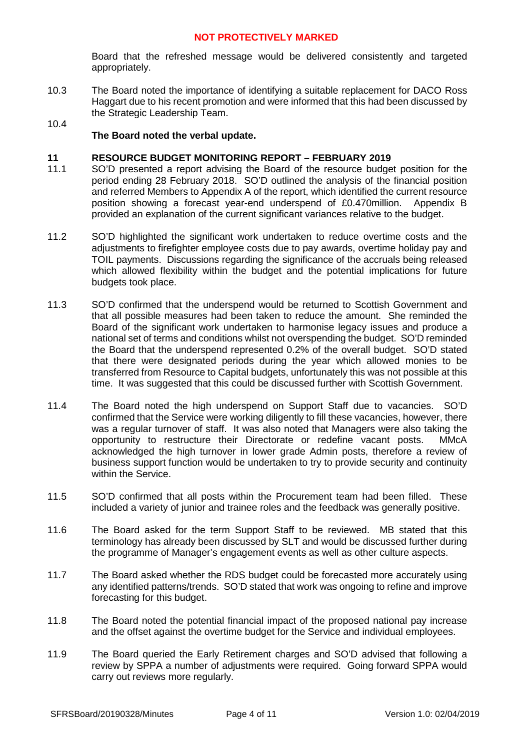Board that the refreshed message would be delivered consistently and targeted appropriately.

10.3 The Board noted the importance of identifying a suitable replacement for DACO Ross Haggart due to his recent promotion and were informed that this had been discussed by the Strategic Leadership Team.

10.4 **The Board noted the verbal update.**

## 11 RESOURCE BUDGET MONITORING REPORT – FEBRUARY 2019

11.1 SO'D presented a report advising the Board of the resource budget position for the period ending 28 February 2018. SO'D outlined the analysis of the financial position and referred Members to Appendix A of the report, which identified the current resource position showing a forecast year-end underspend of £0.470million. Appendix B provided an explanation of the current significant variances relative to the budget.

11.2 SO'D highlighted the significant work undertaken to reduce overtime costs and the adjustments to firefighter employee costs due to pay awards, overtime holiday pay and TOIL payments. Discussions regarding the significance of the accruals being released which allowed flexibility within the budget and the potential implications for future budgets took place.

11.3 SO'D confirmed that the underspend would be returned to Scottish Government and that all possible measures had been taken to reduce the amount. She reminded the Board of the significant work undertaken to harmonise legacy issues and produce a national set of terms and conditions whilst not overspending the budget. SO'D reminded the Board that the underspend represented 0.2% of the overall budget. SO'D stated that there were designated periods during the year which allowed monies to be transferred from Resource to Capital budgets, unfortunately this was not possible at this time. It was suggested that this could be discussed further with Scottish Government.

11.4 The Board noted the high underspend on Support Staff due to vacancies. SO'D confirmed that the Service were working diligently to fill these vacancies, however, there was a regular turnover of staff. It was also noted that Managers were also taking the opportunity to restructure their Directorate or redefine vacant posts. MMcA acknowledged the high turnover in lower grade Admin posts, therefore a review of business support function would be undertaken to try to provide security and continuity within the Service.

11.5 SO'D confirmed that all posts within the Procurement team had been filled. These included a variety of junior and trainee roles and the feedback was generally positive.

11.6 The Board asked for the term Support Staff to be reviewed. MB stated that this terminology has already been discussed by SLT and would be discussed further during the programme of Manager's engagement events as well as other culture aspects.

11.7 The Board asked whether the RDS budget could be forecasted more accurately using any identified patterns/trends. SO'D stated that work was ongoing to refine and improve forecasting for this budget.

11.8 The Board noted the potential financial impact of the proposed national pay increase and the offset against the overtime budget for the Service and individual employees.

11.9 The Board queried the Early Retirement charges and SO'D advised that following a review by SPPA a number of adjustments were required. Going forward SPPA would carry out reviews more regularly.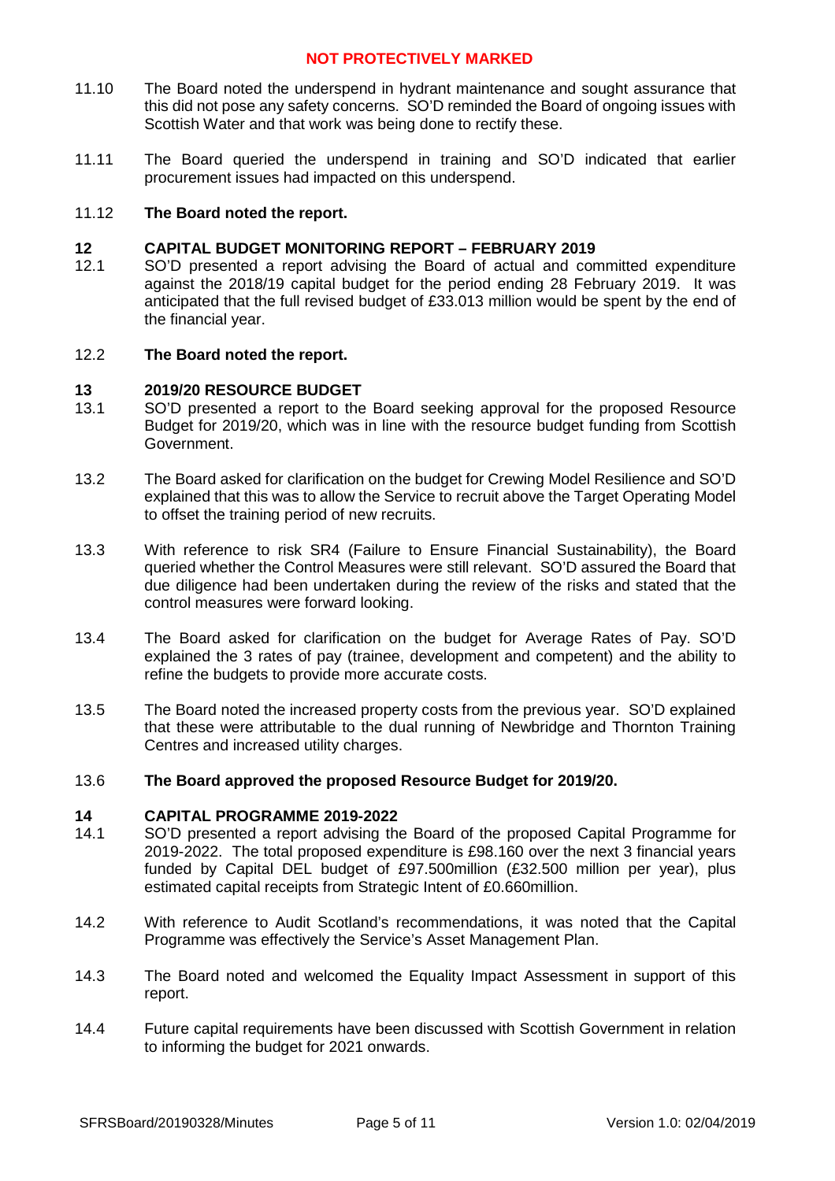NOT PROTECTIVELY MARKED

11.10 The Board noted the underspend in hydrant maintenance and sought assurance that this did not pose any safety concerns. SO'D reminded the Board of ongoing issues with Scottish Water and that work was being done to rectify these.

11.11 The Board queried the underspend in training and SO'D indicated that earlier procurement issues had impacted on this underspend.

11.12 **The Board noted the report.**

## 12 CAPITAL BUDGET MONITORING REPORT – FEBRUARY 2019

12.1 SO'D presented a report advising the Board of actual and committed expenditure against the 2018/19 capital budget for the period ending 28 February 2019. It was anticipated that the full revised budget of £33.013 million would be spent by the end of the financial year.

12.2 **The Board noted the report.**

## 13 2019/20 RESOURCE BUDGET

13.1 SO'D presented a report to the Board seeking approval for the proposed Resource Budget for 2019/20, which was in line with the resource budget funding from Scottish Government.

13.2 The Board asked for clarification on the budget for Crewing Model Resilience and SO'D explained that this was to allow the Service to recruit above the Target Operating Model to offset the training period of new recruits.

13.3 With reference to risk SR4 (Failure to Ensure Financial Sustainability), the Board queried whether the Control Measures were still relevant. SO'D assured the Board that due diligence had been undertaken during the review of the risks and stated that the control measures were forward looking.

13.4 The Board asked for clarification on the budget for Average Rates of Pay. SO'D explained the 3 rates of pay (trainee, development and competent) and the ability to refine the budgets to provide more accurate costs.

13.5 The Board noted the increased property costs from the previous year. SO'D explained that these were attributable to the dual running of Newbridge and Thornton Training Centres and increased utility charges.

13.6 **The Board approved the proposed Resource Budget for 2019/20.**

## 14 CAPITAL PROGRAMME 2019-2022

14.1 SO'D presented a report advising the Board of the proposed Capital Programme for 2019-2022. The total proposed expenditure is £98.160 over the next 3 financial years funded by Capital DEL budget of £97.500million (£32.500 million per year), plus estimated capital receipts from Strategic Intent of £0.660million.

14.2 With reference to Audit Scotland's recommendations, it was noted that the Capital Programme was effectively the Service's Asset Management Plan.

14.3 The Board noted and welcomed the Equality Impact Assessment in support of this report.

14.4 Future capital requirements have been discussed with Scottish Government in relation to informing the budget for 2021 onwards.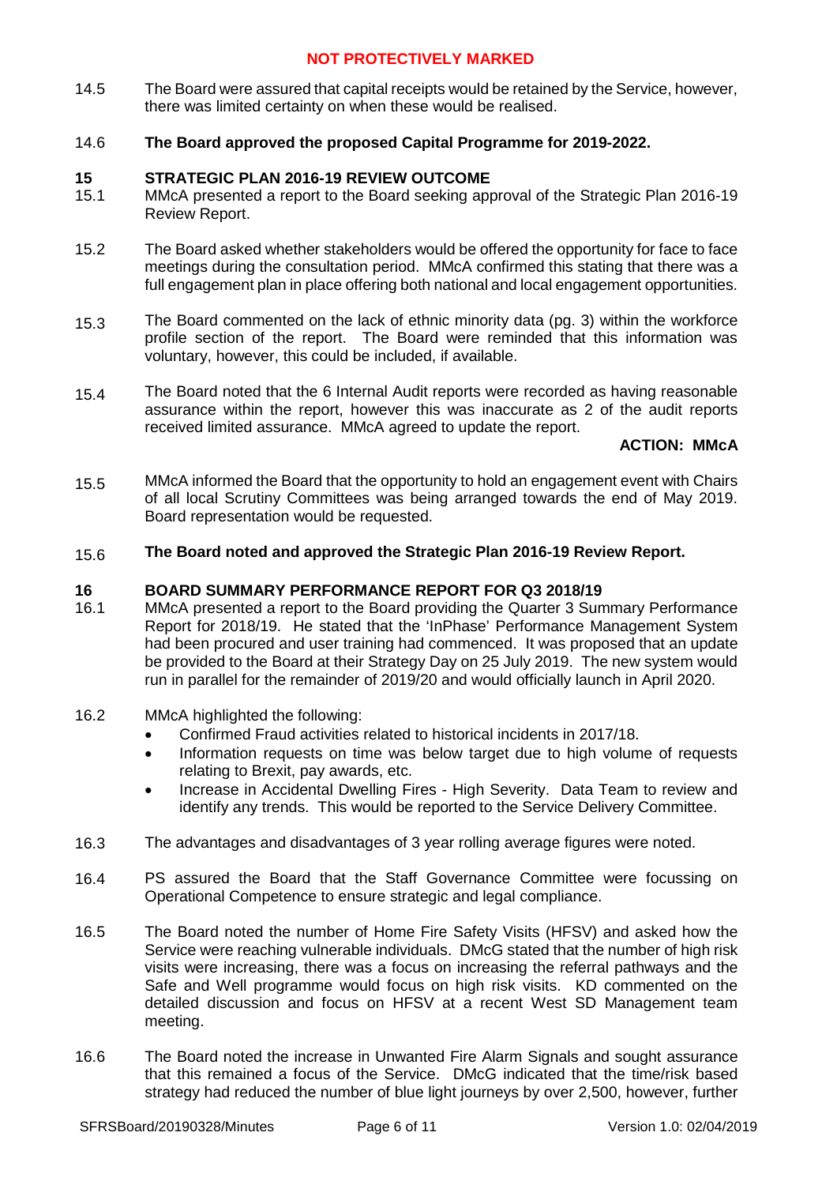14.5 The Board were assured that capital receipts would be retained by the Service, however, there was limited certainty on when these would be realised.

14.6 **The Board approved the proposed Capital Programme for 2019-2022.**

## 15 STRATEGIC PLAN 2016-19 REVIEW OUTCOME

15.1 MMcA presented a report to the Board seeking approval of the Strategic Plan 2016-19 Review Report.

15.2 The Board asked whether stakeholders would be offered the opportunity for face to face meetings during the consultation period. MMcA confirmed this stating that there was a full engagement plan in place offering both national and local engagement opportunities.

15.3 The Board commented on the lack of ethnic minority data (pg. 3) within the workforce profile section of the report. The Board were reminded that this information was voluntary, however, this could be included, if available.

15.4 The Board noted that the 6 Internal Audit reports were recorded as having reasonable assurance within the report, however this was inaccurate as 2 of the audit reports received limited assurance. MMcA agreed to update the report.

**ACTION: MMcA**

15.5 MMcA informed the Board that the opportunity to hold an engagement event with Chairs of all local Scrutiny Committees was being arranged towards the end of May 2019. Board representation would be requested.

15.6 **The Board noted and approved the Strategic Plan 2016-19 Review Report.**

## 16 BOARD SUMMARY PERFORMANCE REPORT FOR Q3 2018/19

16.1 MMcA presented a report to the Board providing the Quarter 3 Summary Performance Report for 2018/19. He stated that the 'InPhase' Performance Management System had been procured and user training had commenced. It was proposed that an update be provided to the Board at their Strategy Day on 25 July 2019. The new system would run in parallel for the remainder of 2019/20 and would officially launch in April 2020.

16.2 MMcA highlighted the following:

- Confirmed Fraud activities related to historical incidents in 2017/18.
- Information requests on time was below target due to high volume of requests relating to Brexit, pay awards, etc.
- Increase in Accidental Dwelling Fires - High Severity. Data Team to review and identify any trends. This would be reported to the Service Delivery Committee.

16.3 The advantages and disadvantages of 3 year rolling average figures were noted.

16.4 PS assured the Board that the Staff Governance Committee were focussing on Operational Competence to ensure strategic and legal compliance.

16.5 The Board noted the number of Home Fire Safety Visits (HFSV) and asked how the Service were reaching vulnerable individuals. DMcG stated that the number of high risk visits were increasing, there was a focus on increasing the referral pathways and the Safe and Well programme would focus on high risk visits. KD commented on the detailed discussion and focus on HFSV at a recent West SD Management team meeting.

16.6 The Board noted the increase in Unwanted Fire Alarm Signals and sought assurance that this remained a focus of the Service. DMcG indicated that the time/risk based strategy had reduced the number of blue light journeys by over 2,500, however, further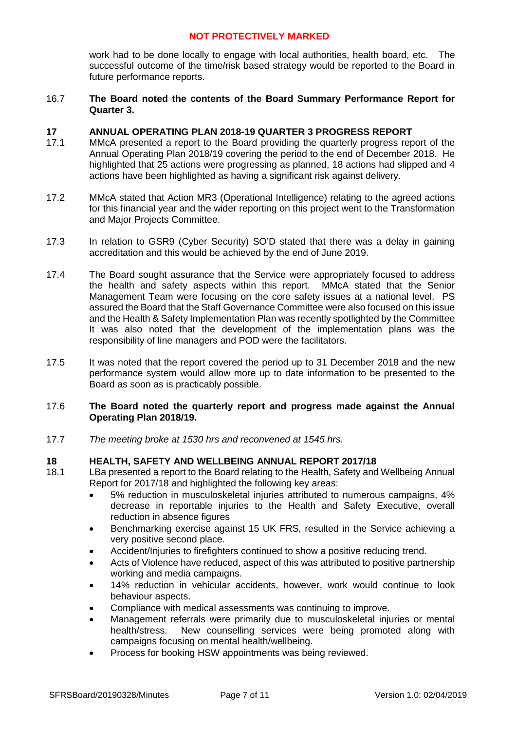work had to be done locally to engage with local authorities, health board, etc. The successful outcome of the time/risk based strategy would be reported to the Board in future performance reports.

16.7 **The Board noted the contents of the Board Summary Performance Report for Quarter 3.**

## 17 ANNUAL OPERATING PLAN 2018-19 QUARTER 3 PROGRESS REPORT

17.1 MMcA presented a report to the Board providing the quarterly progress report of the Annual Operating Plan 2018/19 covering the period to the end of December 2018. He highlighted that 25 actions were progressing as planned, 18 actions had slipped and 4 actions have been highlighted as having a significant risk against delivery.

17.2 MMcA stated that Action MR3 (Operational Intelligence) relating to the agreed actions for this financial year and the wider reporting on this project went to the Transformation and Major Projects Committee.

17.3 In relation to GSR9 (Cyber Security) SO'D stated that there was a delay in gaining accreditation and this would be achieved by the end of June 2019.

17.4 The Board sought assurance that the Service were appropriately focused to address the health and safety aspects within this report. MMcA stated that the Senior Management Team were focusing on the core safety issues at a national level. PS assured the Board that the Staff Governance Committee were also focused on this issue and the Health & Safety Implementation Plan was recently spotlighted by the Committee It was also noted that the development of the implementation plans was the responsibility of line managers and POD were the facilitators.

17.5 It was noted that the report covered the period up to 31 December 2018 and the new performance system would allow more up to date information to be presented to the Board as soon as is practicably possible.

17.6 **The Board noted the quarterly report and progress made against the Annual Operating Plan 2018/19.**

17.7 *The meeting broke at 1530 hrs and reconvened at 1545 hrs.*

## 18 HEALTH, SAFETY AND WELLBEING ANNUAL REPORT 2017/18

18.1 LBa presented a report to the Board relating to the Health, Safety and Wellbeing Annual Report for 2017/18 and highlighted the following key areas:

- 5% reduction in musculoskeletal injuries attributed to numerous campaigns, 4% decrease in reportable injuries to the Health and Safety Executive, overall reduction in absence figures
- Benchmarking exercise against 15 UK FRS, resulted in the Service achieving a very positive second place.
- Accident/Injuries to firefighters continued to show a positive reducing trend.
- Acts of Violence have reduced, aspect of this was attributed to positive partnership working and media campaigns.
- 14% reduction in vehicular accidents, however, work would continue to look behaviour aspects.
- Compliance with medical assessments was continuing to improve.
- Management referrals were primarily due to musculoskeletal injuries or mental health/stress. New counselling services were being promoted along with campaigns focusing on mental health/wellbeing.
- Process for booking HSW appointments was being reviewed.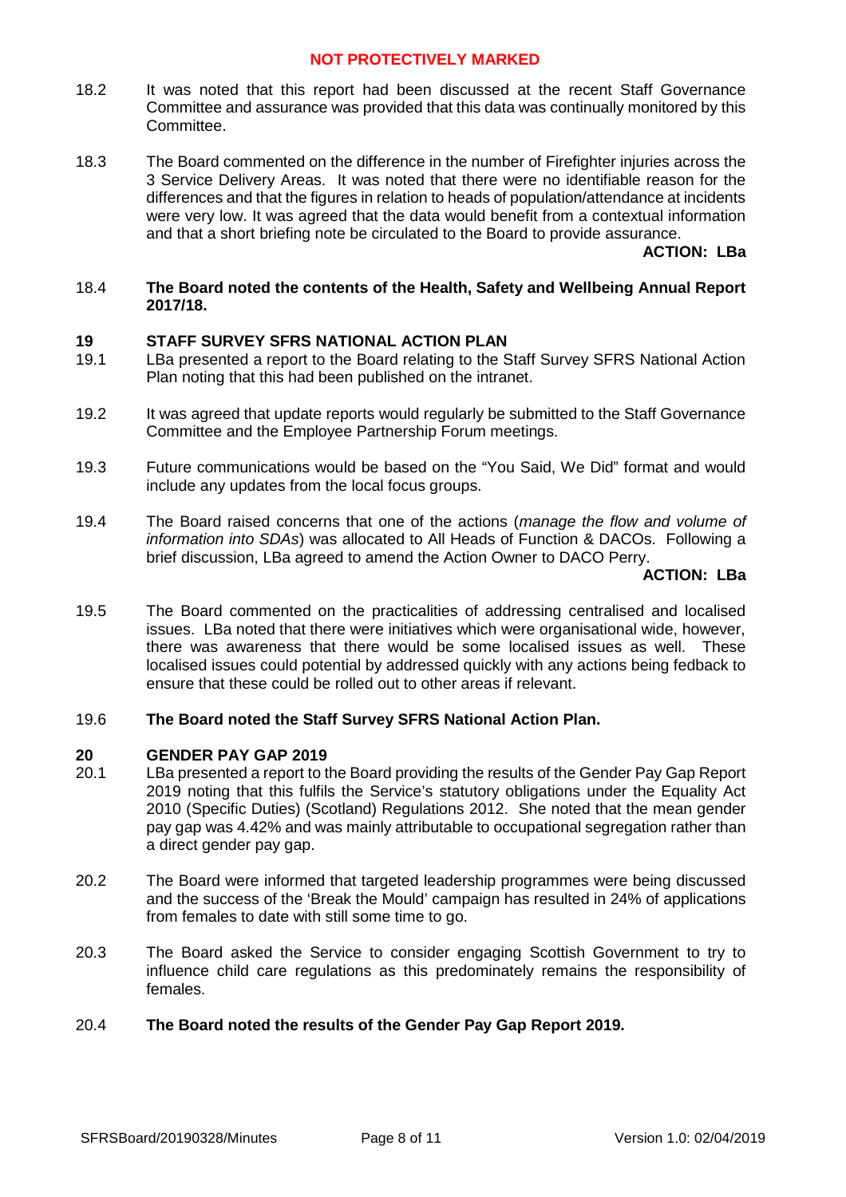18.2 It was noted that this report had been discussed at the recent Staff Governance Committee and assurance was provided that this data was continually monitored by this Committee.

18.3 The Board commented on the difference in the number of Firefighter injuries across the 3 Service Delivery Areas. It was noted that there were no identifiable reason for the differences and that the figures in relation to heads of population/attendance at incidents were very low. It was agreed that the data would benefit from a contextual information and that a short briefing note be circulated to the Board to provide assurance.

**ACTION: LBa**

18.4 **The Board noted the contents of the Health, Safety and Wellbeing Annual Report 2017/18.**

## 19 STAFF SURVEY SFRS NATIONAL ACTION PLAN

19.1 LBa presented a report to the Board relating to the Staff Survey SFRS National Action Plan noting that this had been published on the intranet.

19.2 It was agreed that update reports would regularly be submitted to the Staff Governance Committee and the Employee Partnership Forum meetings.

19.3 Future communications would be based on the "You Said, We Did" format and would include any updates from the local focus groups.

19.4 The Board raised concerns that one of the actions (*manage the flow and volume of information into SDAs*) was allocated to All Heads of Function & DACOs. Following a brief discussion, LBa agreed to amend the Action Owner to DACO Perry.

**ACTION: LBa**

19.5 The Board commented on the practicalities of addressing centralised and localised issues. LBa noted that there were initiatives which were organisational wide, however, there was awareness that there would be some localised issues as well. These localised issues could potential by addressed quickly with any actions being fedback to ensure that these could be rolled out to other areas if relevant.

19.6 **The Board noted the Staff Survey SFRS National Action Plan.**

## 20 GENDER PAY GAP 2019

20.1 LBa presented a report to the Board providing the results of the Gender Pay Gap Report 2019 noting that this fulfils the Service's statutory obligations under the Equality Act 2010 (Specific Duties) (Scotland) Regulations 2012. She noted that the mean gender pay gap was 4.42% and was mainly attributable to occupational segregation rather than a direct gender pay gap.

20.2 The Board were informed that targeted leadership programmes were being discussed and the success of the 'Break the Mould' campaign has resulted in 24% of applications from females to date with still some time to go.

20.3 The Board asked the Service to consider engaging Scottish Government to try to influence child care regulations as this predominately remains the responsibility of females.

20.4 **The Board noted the results of the Gender Pay Gap Report 2019.**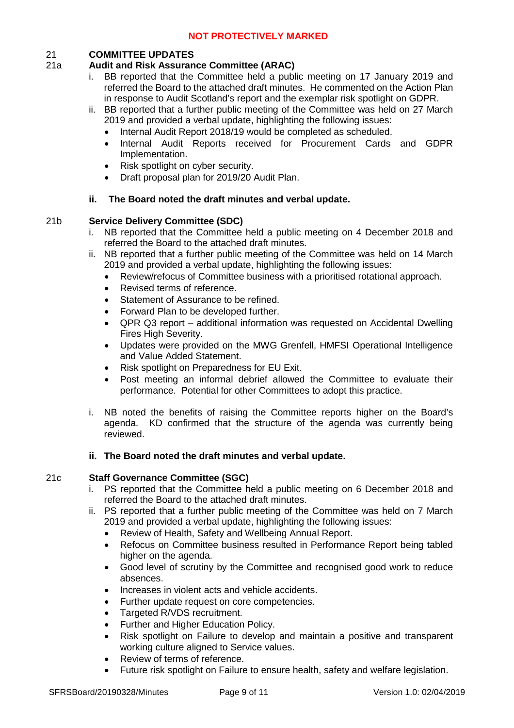## 21 COMMITTEE UPDATES

### 21a Audit and Risk Assurance Committee (ARAC)

i. BB reported that the Committee held a public meeting on 17 January 2019 and referred the Board to the attached draft minutes. He commented on the Action Plan in response to Audit Scotland's report and the exemplar risk spotlight on GDPR.

ii. BB reported that a further public meeting of the Committee was held on 27 March 2019 and provided a verbal update, highlighting the following issues:
- Internal Audit Report 2018/19 would be completed as scheduled.
- Internal Audit Reports received for Procurement Cards and GDPR Implementation.
- Risk spotlight on cyber security.
- Draft proposal plan for 2019/20 Audit Plan.

**ii. The Board noted the draft minutes and verbal update.**

### 21b Service Delivery Committee (SDC)

i. NB reported that the Committee held a public meeting on 4 December 2018 and referred the Board to the attached draft minutes.

ii. NB reported that a further public meeting of the Committee was held on 14 March 2019 and provided a verbal update, highlighting the following issues:
- Review/refocus of Committee business with a prioritised rotational approach.
- Revised terms of reference.
- Statement of Assurance to be refined.
- Forward Plan to be developed further.
- QPR Q3 report – additional information was requested on Accidental Dwelling Fires High Severity.
- Updates were provided on the MWG Grenfell, HMFSI Operational Intelligence and Value Added Statement.
- Risk spotlight on Preparedness for EU Exit.
- Post meeting an informal debrief allowed the Committee to evaluate their performance. Potential for other Committees to adopt this practice.

i. NB noted the benefits of raising the Committee reports higher on the Board's agenda. KD confirmed that the structure of the agenda was currently being reviewed.

**ii. The Board noted the draft minutes and verbal update.**

### 21c Staff Governance Committee (SGC)

i. PS reported that the Committee held a public meeting on 6 December 2018 and referred the Board to the attached draft minutes.

ii. PS reported that a further public meeting of the Committee was held on 7 March 2019 and provided a verbal update, highlighting the following issues:
- Review of Health, Safety and Wellbeing Annual Report.
- Refocus on Committee business resulted in Performance Report being tabled higher on the agenda.
- Good level of scrutiny by the Committee and recognised good work to reduce absences.
- Increases in violent acts and vehicle accidents.
- Further update request on core competencies.
- Targeted R/VDS recruitment.
- Further and Higher Education Policy.
- Risk spotlight on Failure to develop and maintain a positive and transparent working culture aligned to Service values.
- Review of terms of reference.
- Future risk spotlight on Failure to ensure health, safety and welfare legislation.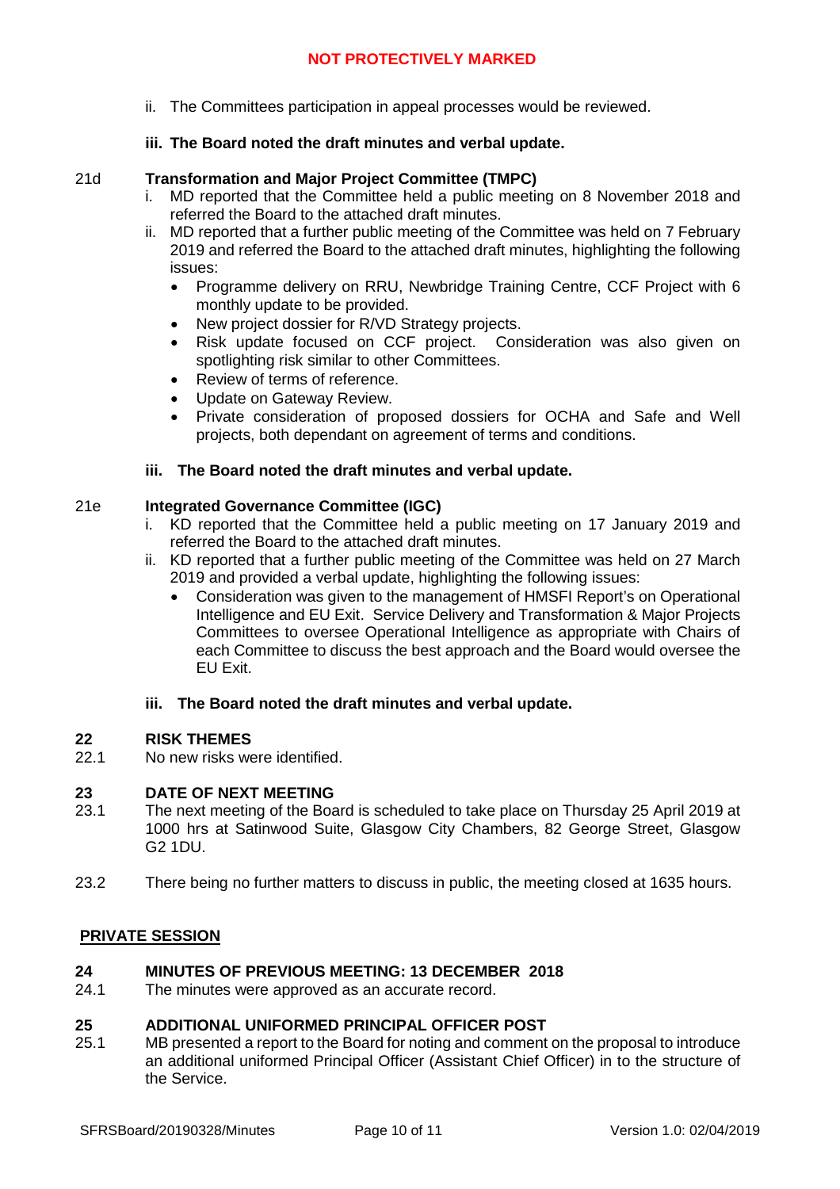ii. The Committees participation in appeal processes would be reviewed.

**iii. The Board noted the draft minutes and verbal update.**

21d **Transformation and Major Project Committee (TMPC)**

i. MD reported that the Committee held a public meeting on 8 November 2018 and referred the Board to the attached draft minutes.

ii. MD reported that a further public meeting of the Committee was held on 7 February 2019 and referred the Board to the attached draft minutes, highlighting the following issues:

- Programme delivery on RRU, Newbridge Training Centre, CCF Project with 6 monthly update to be provided.
- New project dossier for R/VD Strategy projects.
- Risk update focused on CCF project. Consideration was also given on spotlighting risk similar to other Committees.
- Review of terms of reference.
- Update on Gateway Review.
- Private consideration of proposed dossiers for OCHA and Safe and Well projects, both dependant on agreement of terms and conditions.

**iii. The Board noted the draft minutes and verbal update.**

21e **Integrated Governance Committee (IGC)**

i. KD reported that the Committee held a public meeting on 17 January 2019 and referred the Board to the attached draft minutes.

ii. KD reported that a further public meeting of the Committee was held on 27 March 2019 and provided a verbal update, highlighting the following issues:

- Consideration was given to the management of HMSFI Report's on Operational Intelligence and EU Exit. Service Delivery and Transformation & Major Projects Committees to oversee Operational Intelligence as appropriate with Chairs of each Committee to discuss the best approach and the Board would oversee the EU Exit.

**iii. The Board noted the draft minutes and verbal update.**

## 22 RISK THEMES

22.1 No new risks were identified.

## 23 DATE OF NEXT MEETING

23.1 The next meeting of the Board is scheduled to take place on Thursday 25 April 2019 at 1000 hrs at Satinwood Suite, Glasgow City Chambers, 82 George Street, Glasgow G2 1DU.

23.2 There being no further matters to discuss in public, the meeting closed at 1635 hours.

## PRIVATE SESSION

## 24 MINUTES OF PREVIOUS MEETING: 13 DECEMBER 2018

24.1 The minutes were approved as an accurate record.

## 25 ADDITIONAL UNIFORMED PRINCIPAL OFFICER POST

25.1 MB presented a report to the Board for noting and comment on the proposal to introduce an additional uniformed Principal Officer (Assistant Chief Officer) in to the structure of the Service.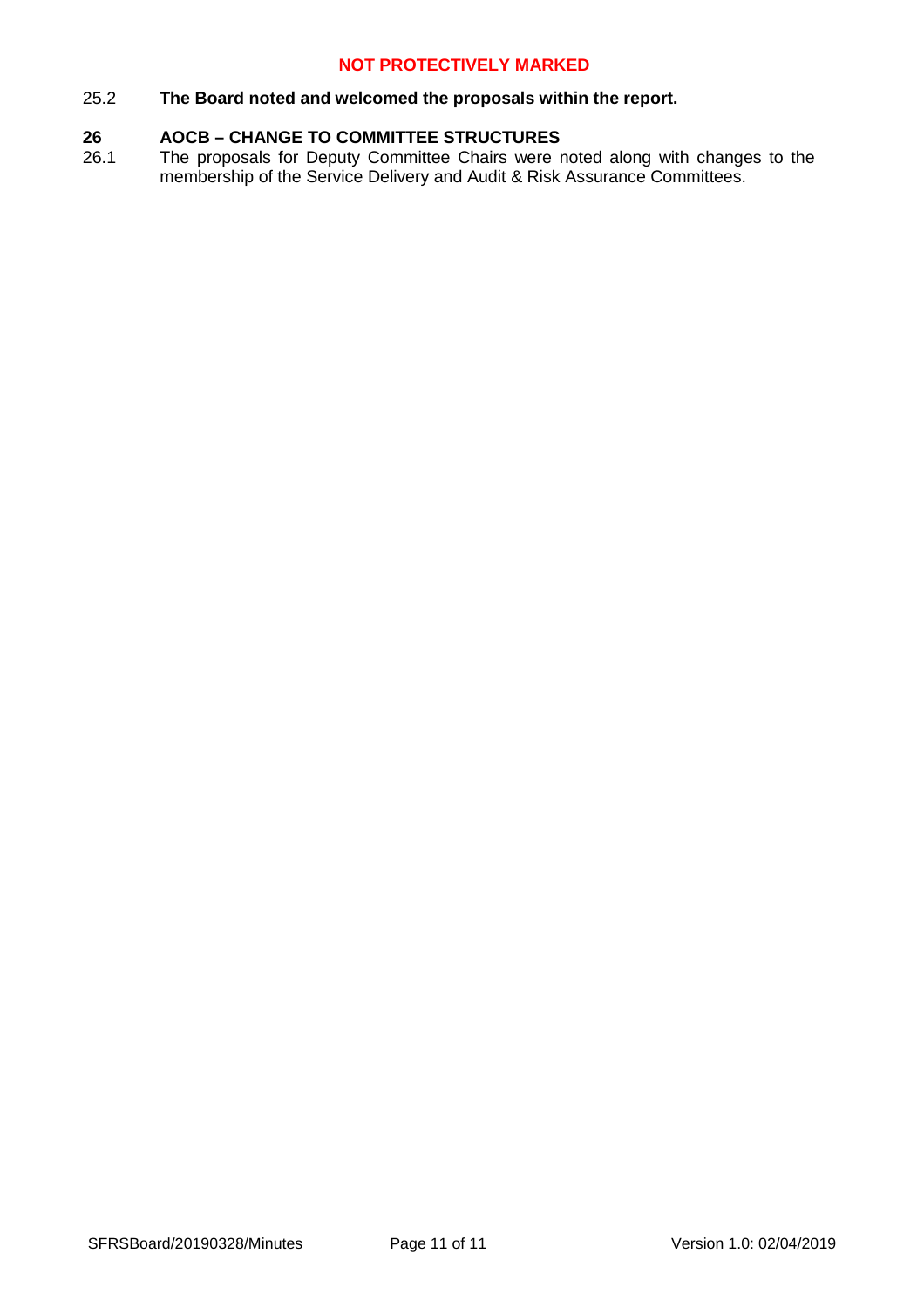25.2 **The Board noted and welcomed the proposals within the report.**

## 26 AOCB – CHANGE TO COMMITTEE STRUCTURES

26.1 The proposals for Deputy Committee Chairs were noted along with changes to the membership of the Service Delivery and Audit & Risk Assurance Committees.